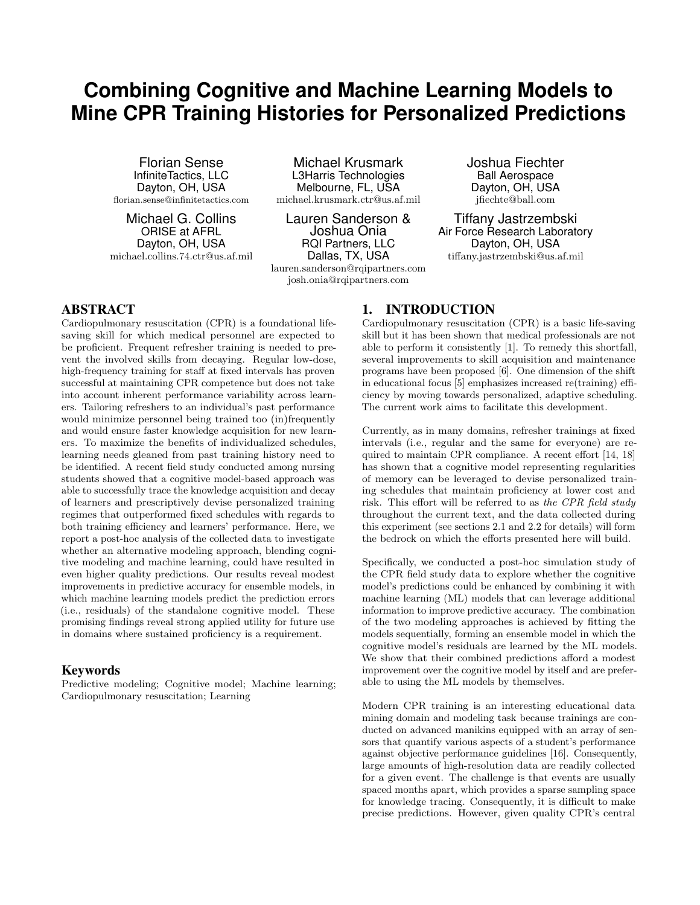# Combining Cognitive and Machine Learning Models to Mine CPR Training Histories for Personalized Predictions

Florian Sense
InfiniteTactics, LLC
Dayton, OH, USA
florian.sense@infinitetactics.com

Michael Krusmark
L3Harris Technologies
Melbourne, FL, USA
michael.krusmark.ctr@us.af.mil

Joshua Fiechter
Ball Aerospace
Dayton, OH, USA
jfiechte@ball.com

Michael G. Collins
ORISE at AFRL
Dayton, OH, USA
michael.collins.74.ctr@us.af.mil

Lauren Sanderson & Joshua Onia
RQI Partners, LLC
Dallas, TX, USA
lauren.sanderson@rqipartners.com
josh.onia@rqipartners.com

Tiffany Jastrzembski
Air Force Research Laboratory
Dayton, OH, USA
tiffany.jastrzembski@us.af.mil

## ABSTRACT

Cardiopulmonary resuscitation (CPR) is a foundational life-saving skill for which medical personnel are expected to be proficient. Frequent refresher training is needed to prevent the involved skills from decaying. Regular low-dose, high-frequency training for staff at fixed intervals has proven successful at maintaining CPR competence but does not take into account inherent performance variability across learners. Tailoring refreshers to an individual's past performance would minimize personnel being trained too (in)frequently and would ensure faster knowledge acquisition for new learners. To maximize the benefits of individualized schedules, learning needs gleaned from past training history need to be identified. A recent field study conducted among nursing students showed that a cognitive model-based approach was able to successfully trace the knowledge acquisition and decay of learners and prescriptively devise personalized training regimes that outperformed fixed schedules with regards to both training efficiency and learners' performance. Here, we report a post-hoc analysis of the collected data to investigate whether an alternative modeling approach, blending cognitive modeling and machine learning, could have resulted in even higher quality predictions. Our results reveal modest improvements in predictive accuracy for ensemble models, in which machine learning models predict the prediction errors (i.e., residuals) of the standalone cognitive model. These promising findings reveal strong applied utility for future use in domains where sustained proficiency is a requirement.

### Keywords

Predictive modeling; Cognitive model; Machine learning; Cardiopulmonary resuscitation; Learning

## 1. INTRODUCTION

Cardiopulmonary resuscitation (CPR) is a basic life-saving skill but it has been shown that medical professionals are not able to perform it consistently [1]. To remedy this shortfall, several improvements to skill acquisition and maintenance programs have been proposed [6]. One dimension of the shift in educational focus [5] emphasizes increased re(training) efficiency by moving towards personalized, adaptive scheduling. The current work aims to facilitate this development.

Currently, as in many domains, refresher trainings at fixed intervals (i.e., regular and the same for everyone) are required to maintain CPR compliance. A recent effort [14, 18] has shown that a cognitive model representing regularities of memory can be leveraged to devise personalized training schedules that maintain proficiency at lower cost and risk. This effort will be referred to as *the CPR field study* throughout the current text, and the data collected during this experiment (see sections 2.1 and 2.2 for details) will form the bedrock on which the efforts presented here will build.

Specifically, we conducted a post-hoc simulation study of the CPR field study data to explore whether the cognitive model's predictions could be enhanced by combining it with machine learning (ML) models that can leverage additional information to improve predictive accuracy. The combination of the two modeling approaches is achieved by fitting the models sequentially, forming an ensemble model in which the cognitive model's residuals are learned by the ML models. We show that their combined predictions afford a modest improvement over the cognitive model by itself and are preferable to using the ML models by themselves.

Modern CPR training is an interesting educational data mining domain and modeling task because trainings are conducted on advanced manikins equipped with an array of sensors that quantify various aspects of a student's performance against objective performance guidelines [16]. Consequently, large amounts of high-resolution data are readily collected for a given event. The challenge is that events are usually spaced months apart, which provides a sparse sampling space for knowledge tracing. Consequently, it is difficult to make precise predictions. However, given quality CPR's central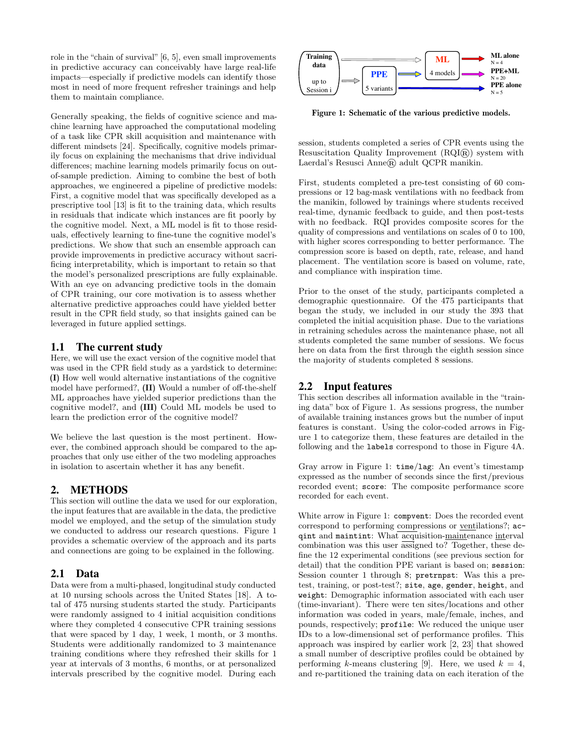role in the "chain of survival" [6, 5], even small improvements in predictive accuracy can conceivably have large real-life impacts—especially if predictive models can identify those most in need of more frequent refresher trainings and help them to maintain compliance.

Generally speaking, the fields of cognitive science and machine learning have approached the computational modeling of a task like CPR skill acquisition and maintenance with different mindsets [24]. Specifically, cognitive models primarily focus on explaining the mechanisms that drive individual differences; machine learning models primarily focus on out-of-sample prediction. Aiming to combine the best of both approaches, we engineered a pipeline of predictive models: First, a cognitive model that was specifically developed as a prescriptive tool [13] is fit to the training data, which results in residuals that indicate which instances are fit poorly by the cognitive model. Next, a ML model is fit to those residuals, effectively learning to fine-tune the cognitive model's predictions. We show that such an ensemble approach can provide improvements in predictive accuracy without sacrificing interpretability, which is important to retain so that the model's personalized prescriptions are fully explainable. With an eye on advancing predictive tools in the domain of CPR training, our core motivation is to assess whether alternative predictive approaches could have yielded better result in the CPR field study, so that insights gained can be leveraged in future applied settings.

## 1.1 The current study

Here, we will use the exact version of the cognitive model that was used in the CPR field study as a yardstick to determine: **(I)** How well would alternative instantiations of the cognitive model have performed?, **(II)** Would a number of off-the-shelf ML approaches have yielded superior predictions than the cognitive model?, and **(III)** Could ML models be used to learn the prediction error of the cognitive model?

We believe the last question is the most pertinent. However, the combined approach should be compared to the approaches that only use either of the two modeling approaches in isolation to ascertain whether it has any benefit.

# 2. METHODS

This section will outline the data we used for our exploration, the input features that are available in the data, the predictive model we employed, and the setup of the simulation study we conducted to address our research questions. Figure 1 provides a schematic overview of the approach and its parts and connections are going to be explained in the following.

Training data up to Session $i$ → PPE (5 variants) → ML (4 models) → ML alone ($N = 4$), PPE+ML ($N = 20$), PPE alone ($N = 5$)

**Figure 1: Schematic of the various predictive models.**

## 2.1 Data

Data were from a multi-phased, longitudinal study conducted at 10 nursing schools across the United States [18]. A total of 475 nursing students started the study. Participants were randomly assigned to 4 initial acquisition conditions where they completed 4 consecutive CPR training sessions that were spaced by 1 day, 1 week, 1 month, or 3 months. Students were additionally randomized to 3 maintenance training conditions where they refreshed their skills for 1 year at intervals of 3 months, 6 months, or at personalized intervals prescribed by the cognitive model. During each session, students completed a series of CPR events using the Resuscitation Quality Improvement (RQI®) system with Laerdal's Resusci Anne® adult QCPR manikin.

First, students completed a pre-test consisting of 60 compressions or 12 bag-mask ventilations with no feedback from the manikin, followed by trainings where students received real-time, dynamic feedback to guide, and then post-tests with no feedback. RQI provides composite scores for the quality of compressions and ventilations on scales of 0 to 100, with higher scores corresponding to better performance. The compression score is based on depth, rate, release, and hand placement. The ventilation score is based on volume, rate, and compliance with inspiration time.

Prior to the onset of the study, participants completed a demographic questionnaire. Of the 475 participants that began the study, we included in our study the 393 that completed the initial acquisition phase. Due to the variations in retraining schedules across the maintenance phase, not all students completed the same number of sessions. We focus here on data from the first through the eighth session since the majority of students completed 8 sessions.

## 2.2 Input features

This section describes all information available in the "training data" box of Figure 1. As sessions progress, the number of available training instances grows but the number of input features is constant. Using the color-coded arrows in Figure 1 to categorize them, these features are detailed in the following and the `labels` correspond to those in Figure 4A.

Gray arrow in Figure 1: `time`/`lag`: An event's timestamp expressed as the number of seconds since the first/previous recorded event; `score`: The composite performance score recorded for each event.

White arrow in Figure 1: `compvent`: Does the recorded event correspond to performing compressions or ventilations?; `acqint` and `maintint`: What acquisition-maintenance interval combination was this user assigned to? Together, these define the 12 experimental conditions (see previous section for detail) that the condition PPE variant is based on; `session`: Session counter 1 through 8; `pretrnpst`: Was this a pre-test, training, or post-test?; `site`, `age`, `gender`, `height`, and `weight`: Demographic information associated with each user (time-invariant). There were ten sites/locations and other information was coded in years, male/female, inches, and pounds, respectively; `profile`: We reduced the unique user IDs to a low-dimensional set of performance profiles. This approach was inspired by earlier work [2, 23] that showed a small number of descriptive profiles could be obtained by performing $k$-means clustering [9]. Here, we used $k = 4$, and re-partitioned the training data on each iteration of the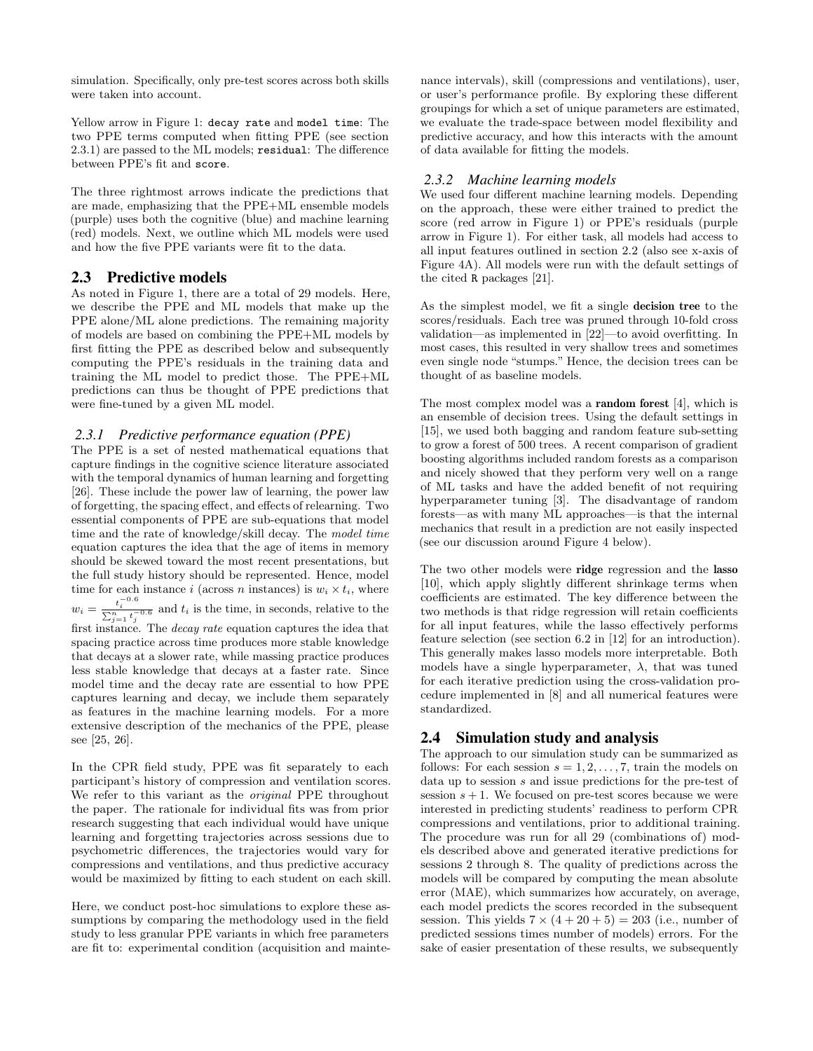simulation. Specifically, only pre-test scores across both skills were taken into account.

Yellow arrow in Figure 1: `decay rate` and `model time`: The two PPE terms computed when fitting PPE (see section 2.3.1) are passed to the ML models; `residual`: The difference between PPE's fit and `score`.

The three rightmost arrows indicate the predictions that are made, emphasizing that the PPE+ML ensemble models (purple) uses both the cognitive (blue) and machine learning (red) models. Next, we outline which ML models were used and how the five PPE variants were fit to the data.

## 2.3 Predictive models

As noted in Figure 1, there are a total of 29 models. Here, we describe the PPE and ML models that make up the PPE alone/ML alone predictions. The remaining majority of models are based on combining the PPE+ML models by first fitting the PPE as described below and subsequently computing the PPE's residuals in the training data and training the ML model to predict those. The PPE+ML predictions can thus be thought of PPE predictions that were fine-tuned by a given ML model.

### 2.3.1 Predictive performance equation (PPE)

The PPE is a set of nested mathematical equations that capture findings in the cognitive science literature associated with the temporal dynamics of human learning and forgetting [26]. These include the power law of learning, the power law of forgetting, the spacing effect, and effects of relearning. Two essential components of PPE are sub-equations that model time and the rate of knowledge/skill decay. The *model time* equation captures the idea that the age of items in memory should be skewed toward the most recent presentations, but the full study history should be represented. Hence, model time for each instance $i$ (across $n$ instances) is $w_i \times t_i$, where $w_i = \frac{t_i^{-0.6}}{\sum_{j=1}^{n} t_j^{-0.6}}$ and $t_i$ is the time, in seconds, relative to the first instance. The *decay rate* equation captures the idea that spacing practice across time produces more stable knowledge that decays at a slower rate, while massing practice produces less stable knowledge that decays at a faster rate. Since model time and the decay rate are essential to how PPE captures learning and decay, we include them separately as features in the machine learning models. For a more extensive description of the mechanics of the PPE, please see [25, 26].

In the CPR field study, PPE was fit separately to each participant's history of compression and ventilation scores. We refer to this variant as the *original* PPE throughout the paper. The rationale for individual fits was from prior research suggesting that each individual would have unique learning and forgetting trajectories across sessions due to psychometric differences, the trajectories would vary for compressions and ventilations, and thus predictive accuracy would be maximized by fitting to each student on each skill.

Here, we conduct post-hoc simulations to explore these assumptions by comparing the methodology used in the field study to less granular PPE variants in which free parameters are fit to: experimental condition (acquisition and maintenance intervals), skill (compressions and ventilations), user, or user's performance profile. By exploring these different groupings for which a set of unique parameters are estimated, we evaluate the trade-space between model flexibility and predictive accuracy, and how this interacts with the amount of data available for fitting the models.

### 2.3.2 Machine learning models

We used four different machine learning models. Depending on the approach, these were either trained to predict the score (red arrow in Figure 1) or PPE's residuals (purple arrow in Figure 1). For either task, all models had access to all input features outlined in section 2.2 (also see x-axis of Figure 4A). All models were run with the default settings of the cited `R` packages [21].

As the simplest model, we fit a single **decision tree** to the scores/residuals. Each tree was pruned through 10-fold cross validation—as implemented in [22]—to avoid overfitting. In most cases, this resulted in very shallow trees and sometimes even single node "stumps." Hence, the decision trees can be thought of as baseline models.

The most complex model was a **random forest** [4], which is an ensemble of decision trees. Using the default settings in [15], we used both bagging and random feature sub-setting to grow a forest of 500 trees. A recent comparison of gradient boosting algorithms included random forests as a comparison and nicely showed that they perform very well on a range of ML tasks and have the added benefit of not requiring hyperparameter tuning [3]. The disadvantage of random forests—as with many ML approaches—is that the internal mechanics that result in a prediction are not easily inspected (see our discussion around Figure 4 below).

The two other models were **ridge** regression and the **lasso** [10], which apply slightly different shrinkage terms when coefficients are estimated. The key difference between the two methods is that ridge regression will retain coefficients for all input features, while the lasso effectively performs feature selection (see section 6.2 in [12] for an introduction). This generally makes lasso models more interpretable. Both models have a single hyperparameter, $\lambda$, that was tuned for each iterative prediction using the cross-validation procedure implemented in [8] and all numerical features were standardized.

## 2.4 Simulation study and analysis

The approach to our simulation study can be summarized as follows: For each session $s = 1, 2, \ldots, 7$, train the models on data up to session $s$ and issue predictions for the pre-test of session $s + 1$. We focused on pre-test scores because we were interested in predicting students' readiness to perform CPR compressions and ventilations, prior to additional training. The procedure was run for all 29 (combinations of) models described above and generated iterative predictions for sessions 2 through 8. The quality of predictions across the models will be compared by computing the mean absolute error (MAE), which summarizes how accurately, on average, each model predicts the scores recorded in the subsequent session. This yields $7 \times (4 + 20 + 5) = 203$ (i.e., number of predicted sessions times number of models) errors. For the sake of easier presentation of these results, we subsequently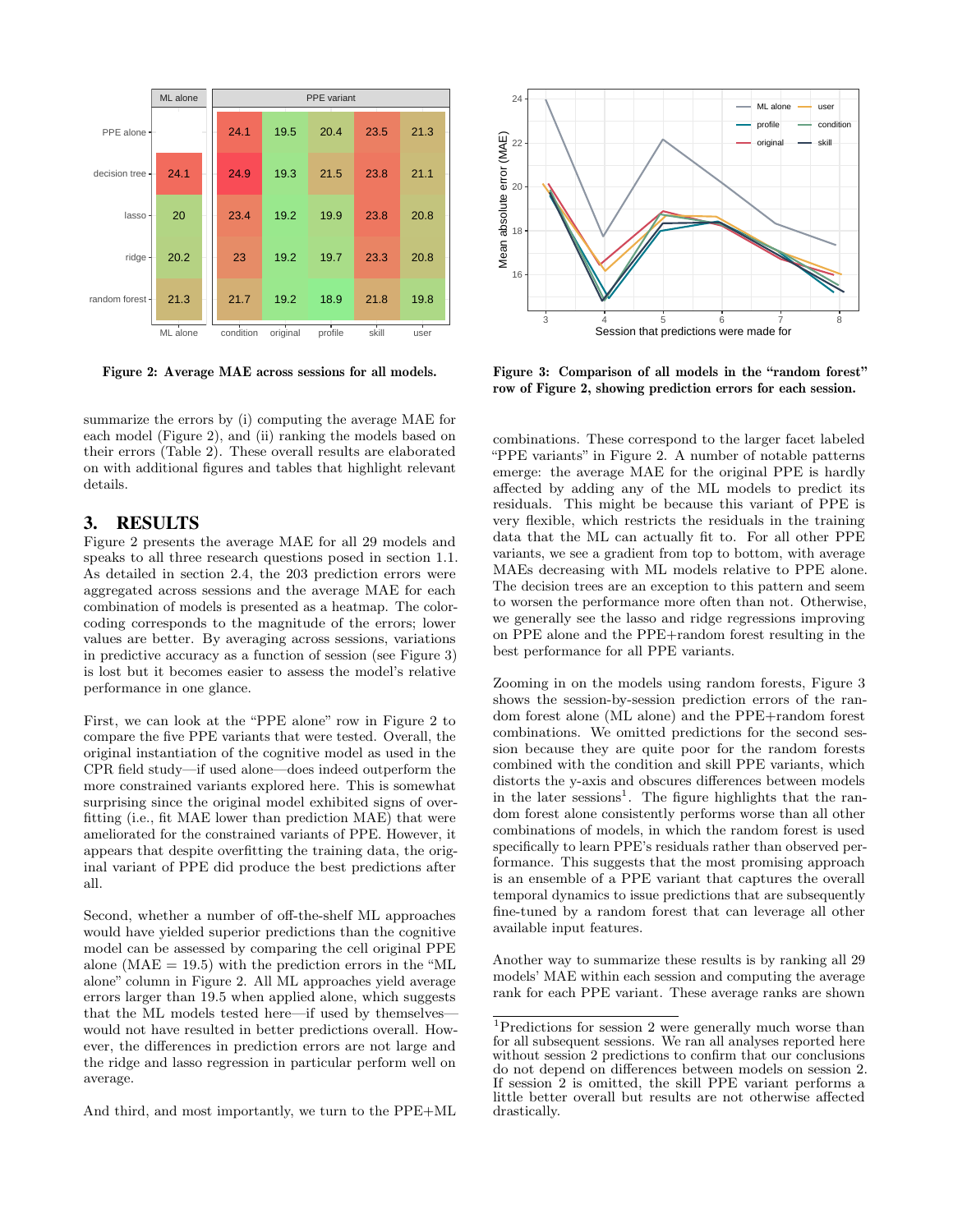| | ML alone | condition | original | profile | skill | user |
|---|---|---|---|---|---|---|
| PPE alone | | 24.1 | 19.5 | 20.4 | 23.5 | 21.3 |
| decision tree | 24.1 | 24.9 | 19.3 | 21.5 | 23.8 | 21.1 |
| lasso | 20 | 23.4 | 19.2 | 19.9 | 23.8 | 20.8 |
| ridge | 20.2 | 23 | 19.2 | 19.7 | 23.3 | 20.8 |
| random forest | 21.3 | 21.7 | 19.2 | 18.9 | 21.8 | 19.8 |

**Figure 2: Average MAE across sessions for all models.**

**Figure 3: Comparison of all models in the "random forest" row of Figure 2, showing prediction errors for each session.**

summarize the errors by (i) computing the average MAE for each model (Figure 2), and (ii) ranking the models based on their errors (Table 2). These overall results are elaborated on with additional figures and tables that highlight relevant details.

## 3. RESULTS

Figure 2 presents the average MAE for all 29 models and speaks to all three research questions posed in section 1.1. As detailed in section 2.4, the 203 prediction errors were aggregated across sessions and the average MAE for each combination of models is presented as a heatmap. The color-coding corresponds to the magnitude of the errors; lower values are better. By averaging across sessions, variations in predictive accuracy as a function of session (see Figure 3) is lost but it becomes easier to assess the model's relative performance in one glance.

First, we can look at the "PPE alone" row in Figure 2 to compare the five PPE variants that were tested. Overall, the original instantiation of the cognitive model as used in the CPR field study—if used alone—does indeed outperform the more constrained variants explored here. This is somewhat surprising since the original model exhibited signs of overfitting (i.e., fit MAE lower than prediction MAE) that were ameliorated for the constrained variants of PPE. However, it appears that despite overfitting the training data, the original variant of PPE did produce the best predictions after all.

Second, whether a number of off-the-shelf ML approaches would have yielded superior predictions than the cognitive model can be assessed by comparing the cell original PPE alone (MAE = 19.5) with the prediction errors in the "ML alone" column in Figure 2. All ML approaches yield average errors larger than 19.5 when applied alone, which suggests that the ML models tested here—if used by themselves—would not have resulted in better predictions overall. However, the differences in prediction errors are not large and the ridge and lasso regression in particular perform well on average.

And third, and most importantly, we turn to the PPE+ML combinations. These correspond to the larger facet labeled "PPE variants" in Figure 2. A number of notable patterns emerge: the average MAE for the original PPE is hardly affected by adding any of the ML models to predict its residuals. This might be because this variant of PPE is very flexible, which restricts the residuals in the training data that the ML can actually fit to. For all other PPE variants, we see a gradient from top to bottom, with average MAEs decreasing with ML models relative to PPE alone. The decision trees are an exception to this pattern and seem to worsen the performance more often than not. Otherwise, we generally see the lasso and ridge regressions improving on PPE alone and the PPE+random forest resulting in the best performance for all PPE variants.

Zooming in on the models using random forests, Figure 3 shows the session-by-session prediction errors of the random forest alone (ML alone) and the PPE+random forest combinations. We omitted predictions for the second session because they are quite poor for the random forests combined with the condition and skill PPE variants, which distorts the y-axis and obscures differences between models in the later sessions[1]. The figure highlights that the random forest alone consistently performs worse than all other combinations of models, in which the random forest is used specifically to learn PPE's residuals rather than observed performance. This suggests that the most promising approach is an ensemble of a PPE variant that captures the overall temporal dynamics to issue predictions that are subsequently fine-tuned by a random forest that can leverage all other available input features.

Another way to summarize these results is by ranking all 29 models' MAE within each session and computing the average rank for each PPE variant. These average ranks are shown

[1]Predictions for session 2 were generally much worse than for all subsequent sessions. We ran all analyses reported here without session 2 predictions to confirm that our conclusions do not depend on differences between models on session 2. If session 2 is omitted, the skill PPE variant performs a little better overall but results are not otherwise affected drastically.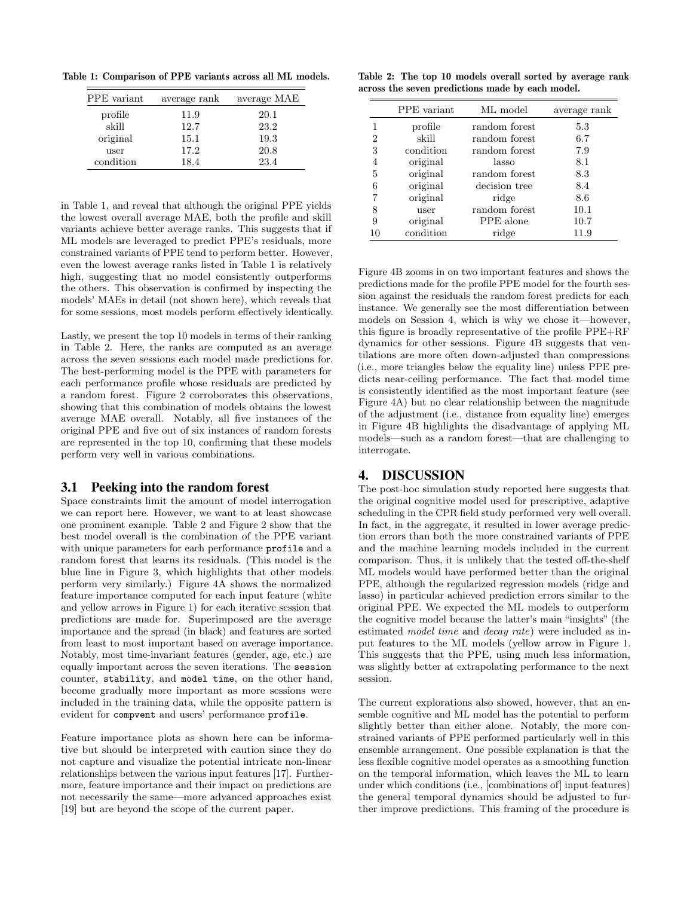Table 1: Comparison of PPE variants across all ML models.

| PPE variant | average rank | average MAE |
|---|---|---|
| profile | 11.9 | 20.1 |
| skill | 12.7 | 23.2 |
| original | 15.1 | 19.3 |
| user | 17.2 | 20.8 |
| condition | 18.4 | 23.4 |

in Table 1, and reveal that although the original PPE yields the lowest overall average MAE, both the profile and skill variants achieve better average ranks. This suggests that if ML models are leveraged to predict PPE's residuals, more constrained variants of PPE tend to perform better. However, even the lowest average ranks listed in Table 1 is relatively high, suggesting that no model consistently outperforms the others. This observation is confirmed by inspecting the models' MAEs in detail (not shown here), which reveals that for some sessions, most models perform effectively identically.

Lastly, we present the top 10 models in terms of their ranking in Table 2. Here, the ranks are computed as an average across the seven sessions each model made predictions for. The best-performing model is the PPE with parameters for each performance profile whose residuals are predicted by a random forest. Figure 2 corroborates this observations, showing that this combination of models obtains the lowest average MAE overall. Notably, all five instances of the original PPE and five out of six instances of random forests are represented in the top 10, confirming that these models perform very well in various combinations.

### 3.1 Peeking into the random forest

Space constraints limit the amount of model interrogation we can report here. However, we want to at least showcase one prominent example. Table 2 and Figure 2 show that the best model overall is the combination of the PPE variant with unique parameters for each performance `profile` and a random forest that learns its residuals. (This model is the blue line in Figure 3, which highlights that other models perform very similarly.) Figure 4A shows the normalized feature importance computed for each input feature (white and yellow arrows in Figure 1) for each iterative session that predictions are made for. Superimposed are the average importance and the spread (in black) and features are sorted from least to most important based on average importance. Notably, most time-invariant features (gender, age, etc.) are equally important across the seven iterations. The `session` counter, `stability`, and `model time`, on the other hand, become gradually more important as more sessions were included in the training data, while the opposite pattern is evident for `compvent` and users' performance `profile`.

Feature importance plots as shown here can be informative but should be interpreted with caution since they do not capture and visualize the potential intricate non-linear relationships between the various input features [17]. Furthermore, feature importance and their impact on predictions are not necessarily the same—more advanced approaches exist [19] but are beyond the scope of the current paper.

Table 2: The top 10 models overall sorted by average rank across the seven predictions made by each model.

| | PPE variant | ML model | average rank |
|---|---|---|---|
| 1 | profile | random forest | 5.3 |
| 2 | skill | random forest | 6.7 |
| 3 | condition | random forest | 7.9 |
| 4 | original | lasso | 8.1 |
| 5 | original | random forest | 8.3 |
| 6 | original | decision tree | 8.4 |
| 7 | original | ridge | 8.6 |
| 8 | user | random forest | 10.1 |
| 9 | original | PPE alone | 10.7 |
| 10 | condition | ridge | 11.9 |

Figure 4B zooms in on two important features and shows the predictions made for the profile PPE model for the fourth session against the residuals the random forest predicts for each instance. We generally see the most differentiation between models on Session 4, which is why we chose it—however, this figure is broadly representative of the profile PPE+RF dynamics for other sessions. Figure 4B suggests that ventilations are more often down-adjusted than compressions (i.e., more triangles below the equality line) unless PPE predicts near-ceiling performance. The fact that model time is consistently identified as the most important feature (see Figure 4A) but no clear relationship between the magnitude of the adjustment (i.e., distance from equality line) emerges in Figure 4B highlights the disadvantage of applying ML models—such as a random forest—that are challenging to interrogate.

## 4. DISCUSSION

The post-hoc simulation study reported here suggests that the original cognitive model used for prescriptive, adaptive scheduling in the CPR field study performed very well overall. In fact, in the aggregate, it resulted in lower average prediction errors than both the more constrained variants of PPE and the machine learning models included in the current comparison. Thus, it is unlikely that the tested off-the-shelf ML models would have performed better than the original PPE, although the regularized regression models (ridge and lasso) in particular achieved prediction errors similar to the original PPE. We expected the ML models to outperform the cognitive model because the latter's main "insights" (the estimated *model time* and *decay rate*) were included as input features to the ML models (yellow arrow in Figure 1. This suggests that the PPE, using much less information, was slightly better at extrapolating performance to the next session.

The current explorations also showed, however, that an ensemble cognitive and ML model has the potential to perform slightly better than either alone. Notably, the more constrained variants of PPE performed particularly well in this ensemble arrangement. One possible explanation is that the less flexible cognitive model operates as a smoothing function on the temporal information, which leaves the ML to learn under which conditions (i.e., [combinations of] input features) the general temporal dynamics should be adjusted to further improve predictions. This framing of the procedure is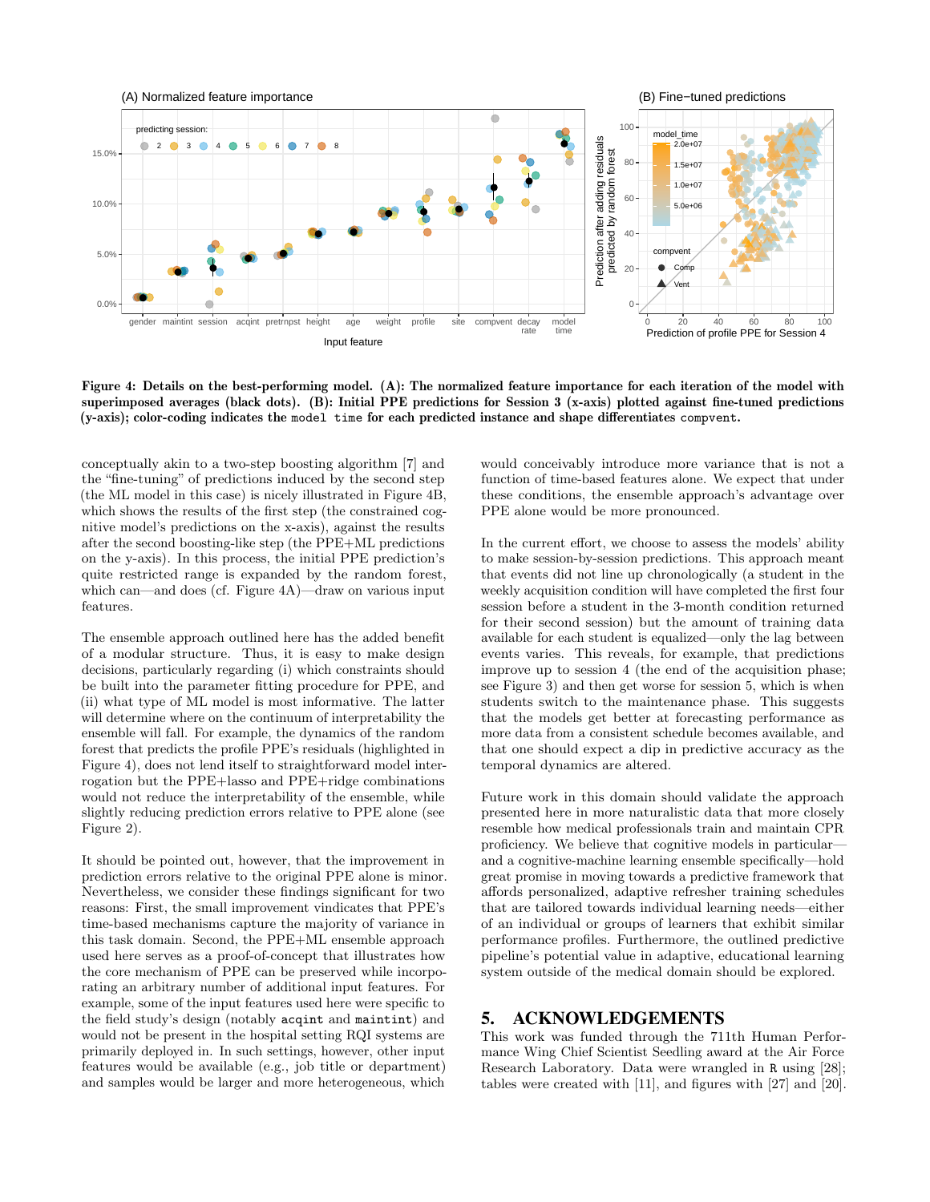**Figure 4: Details on the best-performing model. (A): The normalized feature importance for each iteration of the model with superimposed averages (black dots). (B): Initial PPE predictions for Session 3 (x-axis) plotted against fine-tuned predictions (y-axis); color-coding indicates the `model time` for each predicted instance and shape differentiates `compvent`.**

conceptually akin to a two-step boosting algorithm [7] and the "fine-tuning" of predictions induced by the second step (the ML model in this case) is nicely illustrated in Figure 4B, which shows the results of the first step (the constrained cognitive model's predictions on the x-axis), against the results after the second boosting-like step (the PPE+ML predictions on the y-axis). In this process, the initial PPE prediction's quite restricted range is expanded by the random forest, which can—and does (cf. Figure 4A)—draw on various input features.

The ensemble approach outlined here has the added benefit of a modular structure. Thus, it is easy to make design decisions, particularly regarding (i) which constraints should be built into the parameter fitting procedure for PPE, and (ii) what type of ML model is most informative. The latter will determine where on the continuum of interpretability the ensemble will fall. For example, the dynamics of the random forest that predicts the profile PPE's residuals (highlighted in Figure 4), does not lend itself to straightforward model interrogation but the PPE+lasso and PPE+ridge combinations would not reduce the interpretability of the ensemble, while slightly reducing prediction errors relative to PPE alone (see Figure 2).

It should be pointed out, however, that the improvement in prediction errors relative to the original PPE alone is minor. Nevertheless, we consider these findings significant for two reasons: First, the small improvement vindicates that PPE's time-based mechanisms capture the majority of variance in this task domain. Second, the PPE+ML ensemble approach used here serves as a proof-of-concept that illustrates how the core mechanism of PPE can be preserved while incorporating an arbitrary number of additional input features. For example, some of the input features used here were specific to the field study's design (notably `acqint` and `maintint`) and would not be present in the hospital setting RQI systems are primarily deployed in. In such settings, however, other input features would be available (e.g., job title or department) and samples would be larger and more heterogeneous, which would conceivably introduce more variance that is not a function of time-based features alone. We expect that under these conditions, the ensemble approach's advantage over PPE alone would be more pronounced.

In the current effort, we choose to assess the models' ability to make session-by-session predictions. This approach meant that events did not line up chronologically (a student in the weekly acquisition condition will have completed the first four session before a student in the 3-month condition returned for their second session) but the amount of training data available for each student is equalized—only the lag between events varies. This reveals, for example, that predictions improve up to session 4 (the end of the acquisition phase; see Figure 3) and then get worse for session 5, which is when students switch to the maintenance phase. This suggests that the models get better at forecasting performance as more data from a consistent schedule becomes available, and that one should expect a dip in predictive accuracy as the temporal dynamics are altered.

Future work in this domain should validate the approach presented here in more naturalistic data that more closely resemble how medical professionals train and maintain CPR proficiency. We believe that cognitive models in particular—and a cognitive-machine learning ensemble specifically—hold great promise in moving towards a predictive framework that affords personalized, adaptive refresher training schedules that are tailored towards individual learning needs—either of an individual or groups of learners that exhibit similar performance profiles. Furthermore, the outlined predictive pipeline's potential value in adaptive, educational learning system outside of the medical domain should be explored.

## 5. ACKNOWLEDGEMENTS

This work was funded through the 711th Human Performance Wing Chief Scientist Seedling award at the Air Force Research Laboratory. Data were wrangled in `R` using [28]; tables were created with [11], and figures with [27] and [20].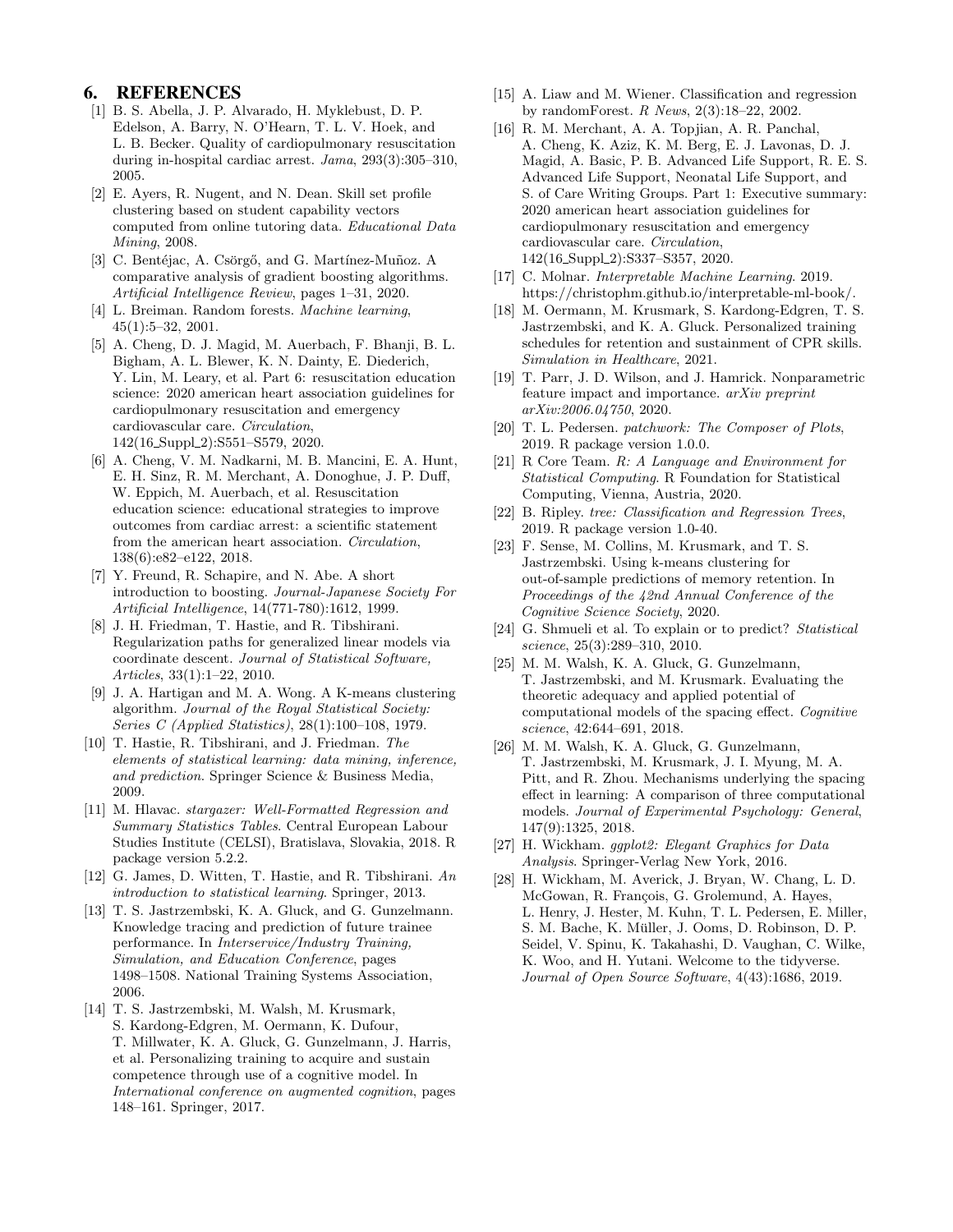## 6. REFERENCES

[1] B. S. Abella, J. P. Alvarado, H. Myklebust, D. P. Edelson, A. Barry, N. O'Hearn, T. L. V. Hoek, and L. B. Becker. Quality of cardiopulmonary resuscitation during in-hospital cardiac arrest. *Jama*, 293(3):305–310, 2005.

[2] E. Ayers, R. Nugent, and N. Dean. Skill set profile clustering based on student capability vectors computed from online tutoring data. *Educational Data Mining*, 2008.

[3] C. Bentéjac, A. Csörgő, and G. Martínez-Muñoz. A comparative analysis of gradient boosting algorithms. *Artificial Intelligence Review*, pages 1–31, 2020.

[4] L. Breiman. Random forests. *Machine learning*, 45(1):5–32, 2001.

[5] A. Cheng, D. J. Magid, M. Auerbach, F. Bhanji, B. L. Bigham, A. L. Blewer, K. N. Dainty, E. Diederich, Y. Lin, M. Leary, et al. Part 6: resuscitation education science: 2020 american heart association guidelines for cardiopulmonary resuscitation and emergency cardiovascular care. *Circulation*, 142(16_Suppl_2):S551–S579, 2020.

[6] A. Cheng, V. M. Nadkarni, M. B. Mancini, E. A. Hunt, E. H. Sinz, R. M. Merchant, A. Donoghue, J. P. Duff, W. Eppich, M. Auerbach, et al. Resuscitation education science: educational strategies to improve outcomes from cardiac arrest: a scientific statement from the american heart association. *Circulation*, 138(6):e82–e122, 2018.

[7] Y. Freund, R. Schapire, and N. Abe. A short introduction to boosting. *Journal-Japanese Society For Artificial Intelligence*, 14(771-780):1612, 1999.

[8] J. H. Friedman, T. Hastie, and R. Tibshirani. Regularization paths for generalized linear models via coordinate descent. *Journal of Statistical Software, Articles*, 33(1):1–22, 2010.

[9] J. A. Hartigan and M. A. Wong. A K-means clustering algorithm. *Journal of the Royal Statistical Society: Series C (Applied Statistics)*, 28(1):100–108, 1979.

[10] T. Hastie, R. Tibshirani, and J. Friedman. *The elements of statistical learning: data mining, inference, and prediction*. Springer Science & Business Media, 2009.

[11] M. Hlavac. *stargazer: Well-Formatted Regression and Summary Statistics Tables*. Central European Labour Studies Institute (CELSI), Bratislava, Slovakia, 2018. R package version 5.2.2.

[12] G. James, D. Witten, T. Hastie, and R. Tibshirani. *An introduction to statistical learning*. Springer, 2013.

[13] T. S. Jastrzembski, K. A. Gluck, and G. Gunzelmann. Knowledge tracing and prediction of future trainee performance. In *Interservice/Industry Training, Simulation, and Education Conference*, pages 1498–1508. National Training Systems Association, 2006.

[14] T. S. Jastrzembski, M. Walsh, M. Krusmark, S. Kardong-Edgren, M. Oermann, K. Dufour, T. Millwater, K. A. Gluck, G. Gunzelmann, J. Harris, et al. Personalizing training to acquire and sustain competence through use of a cognitive model. In *International conference on augmented cognition*, pages 148–161. Springer, 2017.

[15] A. Liaw and M. Wiener. Classification and regression by randomForest. *R News*, 2(3):18–22, 2002.

[16] R. M. Merchant, A. A. Topjian, A. R. Panchal, A. Cheng, K. Aziz, K. M. Berg, E. J. Lavonas, D. J. Magid, A. Basic, P. B. Advanced Life Support, R. E. S. Advanced Life Support, Neonatal Life Support, and S. of Care Writing Groups. Part 1: Executive summary: 2020 american heart association guidelines for cardiopulmonary resuscitation and emergency cardiovascular care. *Circulation*, 142(16_Suppl_2):S337–S357, 2020.

[17] C. Molnar. *Interpretable Machine Learning*. 2019. https://christophm.github.io/interpretable-ml-book/.

[18] M. Oermann, M. Krusmark, S. Kardong-Edgren, T. S. Jastrzembski, and K. A. Gluck. Personalized training schedules for retention and sustainment of CPR skills. *Simulation in Healthcare*, 2021.

[19] T. Parr, J. D. Wilson, and J. Hamrick. Nonparametric feature impact and importance. *arXiv preprint arXiv:2006.04750*, 2020.

[20] T. L. Pedersen. *patchwork: The Composer of Plots*, 2019. R package version 1.0.0.

[21] R Core Team. *R: A Language and Environment for Statistical Computing*. R Foundation for Statistical Computing, Vienna, Austria, 2020.

[22] B. Ripley. *tree: Classification and Regression Trees*, 2019. R package version 1.0-40.

[23] F. Sense, M. Collins, M. Krusmark, and T. S. Jastrzembski. Using k-means clustering for out-of-sample predictions of memory retention. In *Proceedings of the 42nd Annual Conference of the Cognitive Science Society*, 2020.

[24] G. Shmueli et al. To explain or to predict? *Statistical science*, 25(3):289–310, 2010.

[25] M. M. Walsh, K. A. Gluck, G. Gunzelmann, T. Jastrzembski, and M. Krusmark. Evaluating the theoretic adequacy and applied potential of computational models of the spacing effect. *Cognitive science*, 42:644–691, 2018.

[26] M. M. Walsh, K. A. Gluck, G. Gunzelmann, T. Jastrzembski, M. Krusmark, J. I. Myung, M. A. Pitt, and R. Zhou. Mechanisms underlying the spacing effect in learning: A comparison of three computational models. *Journal of Experimental Psychology: General*, 147(9):1325, 2018.

[27] H. Wickham. *ggplot2: Elegant Graphics for Data Analysis*. Springer-Verlag New York, 2016.

[28] H. Wickham, M. Averick, J. Bryan, W. Chang, L. D. McGowan, R. François, G. Grolemund, A. Hayes, L. Henry, J. Hester, M. Kuhn, T. L. Pedersen, E. Miller, S. M. Bache, K. Müller, J. Ooms, D. Robinson, D. P. Seidel, V. Spinu, K. Takahashi, D. Vaughan, C. Wilke, K. Woo, and H. Yutani. Welcome to the tidyverse. *Journal of Open Source Software*, 4(43):1686, 2019.